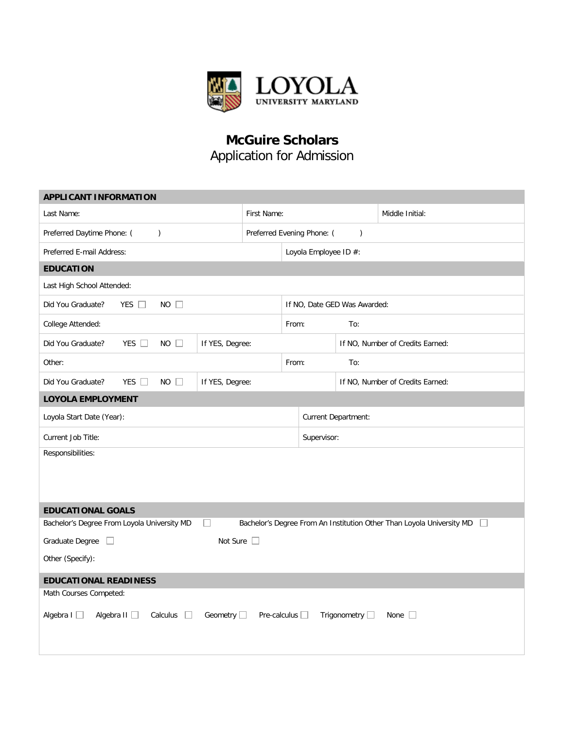LOYOLA
UNIVERSITY MARYLAND

# McGuire Scholars

## Application for Admission

### APPLICANT INFORMATION

| Last Name: | First Name: | Middle Initial: |
|---|---|---|
| Preferred Daytime Phone: (     ) | Preferred Evening Phone: (     ) | |
| Preferred E-mail Address: | Loyola Employee ID #: | |

### EDUCATION

Last High School Attended:

Did You Graduate? YES ☐ NO ☐ | If NO, Date GED Was Awarded:

College Attended: | From: | To:

Did You Graduate? YES ☐ NO ☐ | If YES, Degree: | If NO, Number of Credits Earned:

Other: | From: | To:

Did You Graduate? YES ☐ NO ☐ | If YES, Degree: | If NO, Number of Credits Earned:

### LOYOLA EMPLOYMENT

| Loyola Start Date (Year): | Current Department: |
|---|---|
| Current Job Title: | Supervisor: |

Responsibilities:

### EDUCATIONAL GOALS

Bachelor's Degree From Loyola University MD ☐ Bachelor's Degree From An Institution Other Than Loyola University MD ☐

Graduate Degree ☐ Not Sure ☐

Other (Specify):

### EDUCATIONAL READINESS

Math Courses Competed:

Algebra I ☐ Algebra II ☐ Calculus ☐ Geometry ☐ Pre-calculus ☐ Trigonometry ☐ None ☐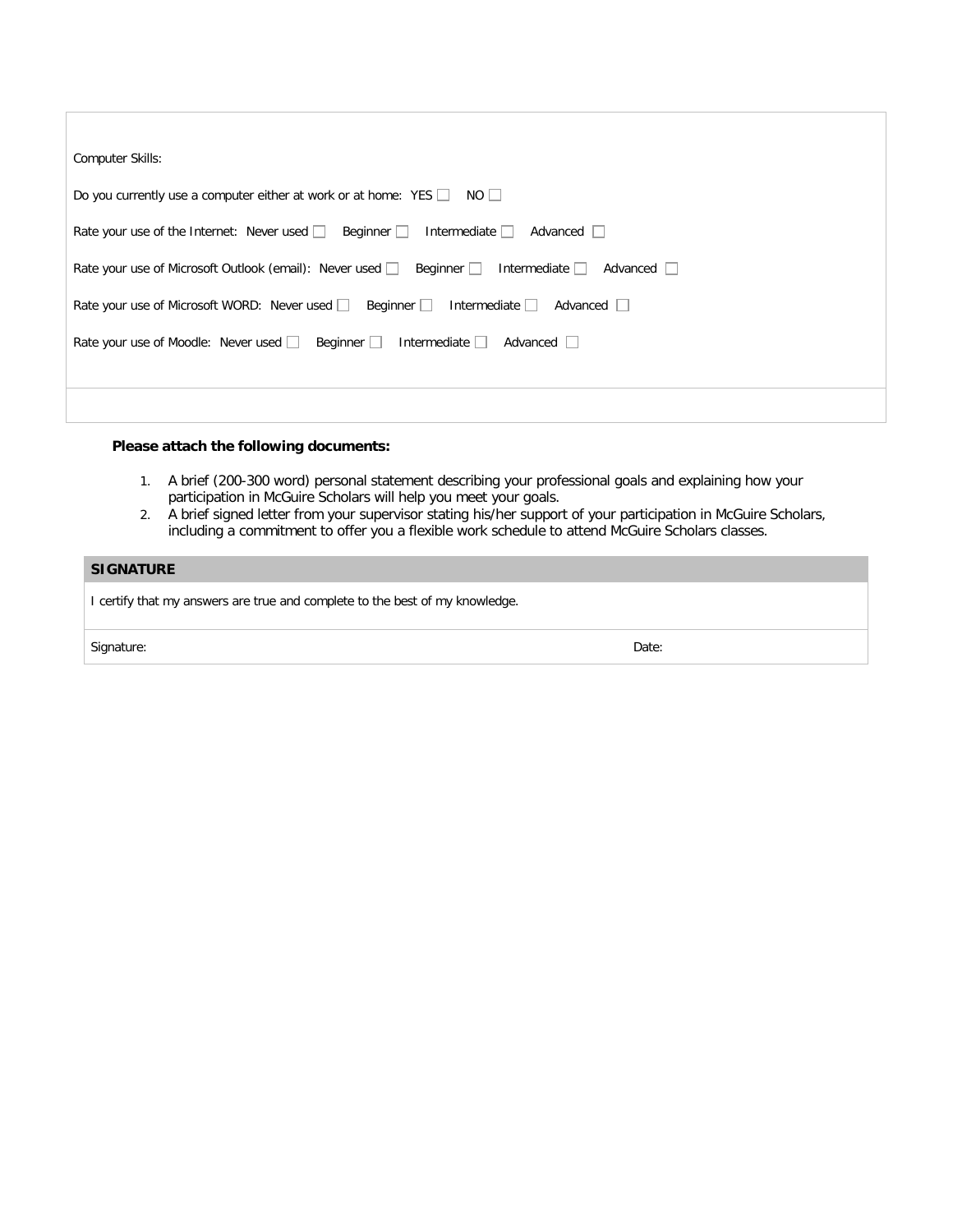Computer Skills:

Do you currently use a computer either at work or at home: YES ☐ NO ☐

Rate your use of the Internet: Never used ☐ Beginner ☐ Intermediate ☐ Advanced ☐

Rate your use of Microsoft Outlook (email): Never used ☐ Beginner ☐ Intermediate ☐ Advanced ☐

Rate your use of Microsoft WORD: Never used ☐ Beginner ☐ Intermediate ☐ Advanced ☐

Rate your use of Moodle: Never used ☐ Beginner ☐ Intermediate ☐ Advanced ☐

**Please attach the following documents:**

1. A brief (200-300 word) personal statement describing your professional goals and explaining how your participation in McGuire Scholars will help you meet your goals.
2. A brief signed letter from your supervisor stating his/her support of your participation in McGuire Scholars, including a commitment to offer you a flexible work schedule to attend McGuire Scholars classes.

**SIGNATURE**

I certify that my answers are true and complete to the best of my knowledge.

Signature: Date: